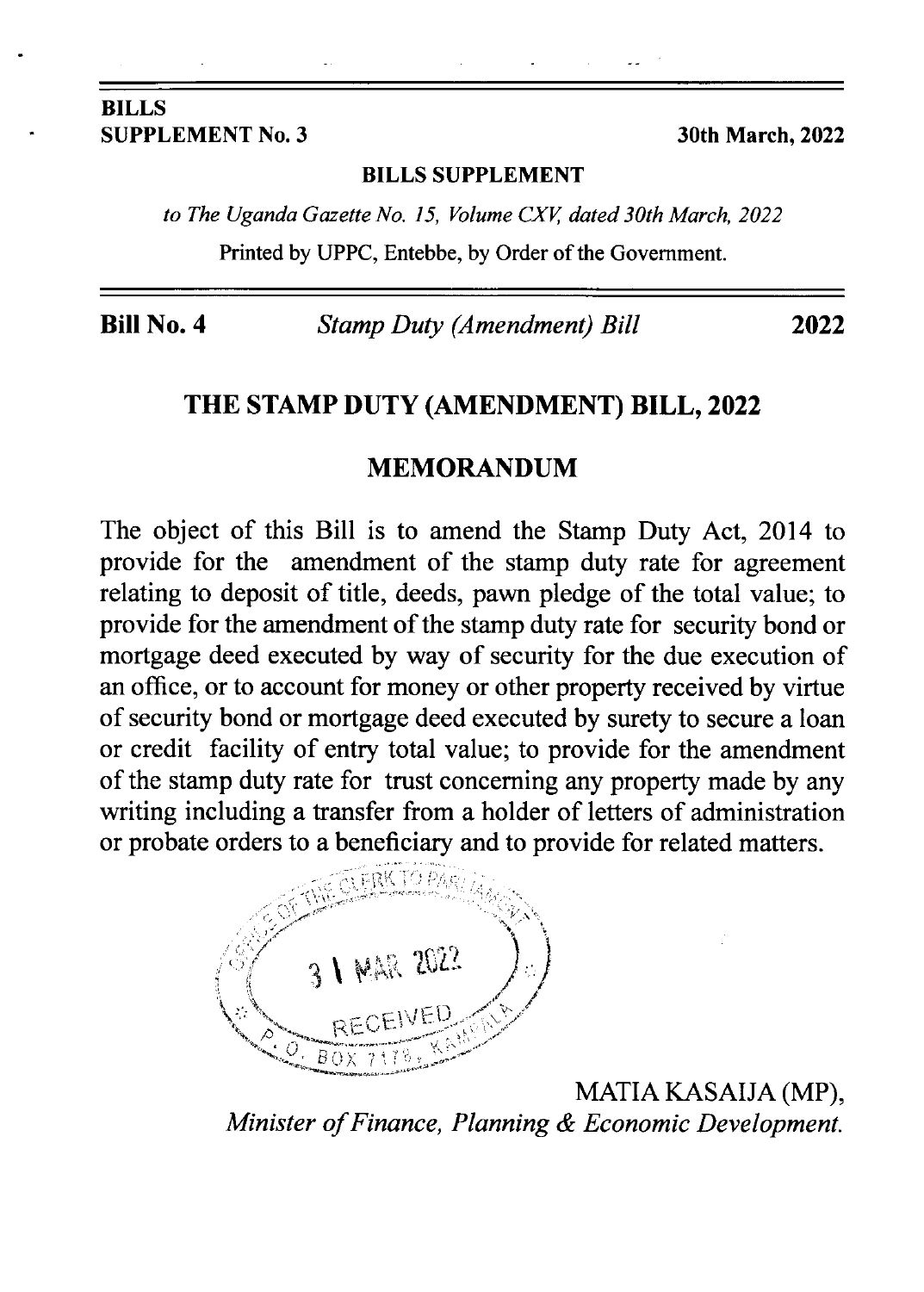**BILLS**
**SUPPLEMENT No. 3** **30th March, 2022**

**BILLS SUPPLEMENT**

*to The Uganda Gazette No. 15, Volume CXV, dated 30th March, 2022*

Printed by UPPC, Entebbe, by Order of the Government.

**Bill No. 4** *Stamp Duty (Amendment) Bill* **2022**

# THE STAMP DUTY (AMENDMENT) BILL, 2022

## MEMORANDUM

The object of this Bill is to amend the Stamp Duty Act, 2014 to provide for the amendment of the stamp duty rate for agreement relating to deposit of title, deeds, pawn pledge of the total value; to provide for the amendment of the stamp duty rate for security bond or mortgage deed executed by way of security for the due execution of an office, or to account for money or other property received by virtue of security bond or mortgage deed executed by surety to secure a loan or credit facility of entry total value; to provide for the amendment of the stamp duty rate for trust concerning any property made by any writing including a transfer from a holder of letters of administration or probate orders to a beneficiary and to provide for related matters.

OFFICE OF THE CLERK TO PARLIAMENT
31 MAR 2022
RECEIVED
P.O. BOX 7178, KAMPALA

MATIA KASAIJA (MP),
*Minister of Finance, Planning & Economic Development.*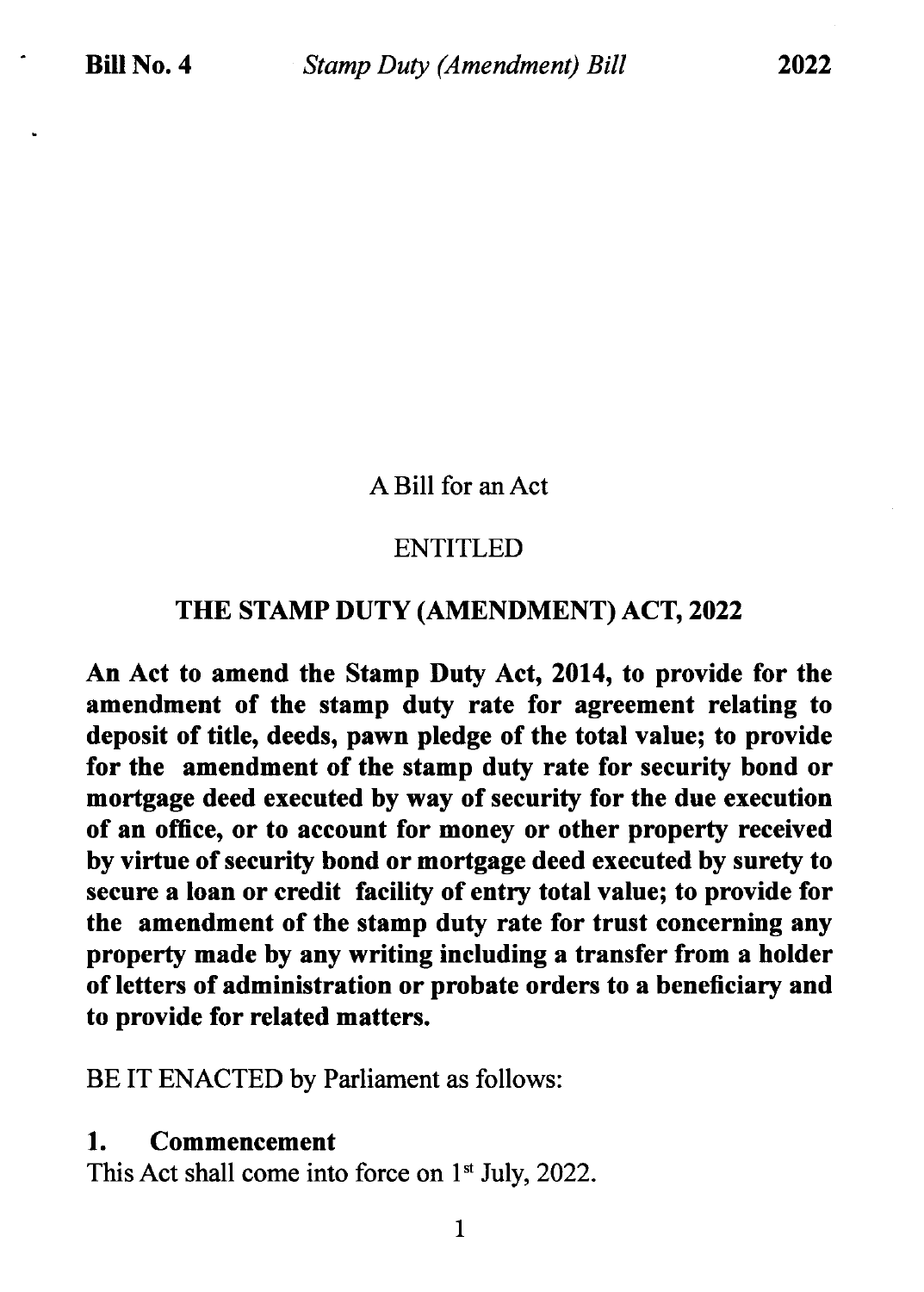A Bill for an Act

ENTITLED

**THE STAMP DUTY (AMENDMENT) ACT, 2022**

**An Act to amend the Stamp Duty Act, 2014, to provide for the amendment of the stamp duty rate for agreement relating to deposit of title, deeds, pawn pledge of the total value; to provide for the amendment of the stamp duty rate for security bond or mortgage deed executed by way of security for the due execution of an office, or to account for money or other property received by virtue of security bond or mortgage deed executed by surety to secure a loan or credit facility of entry total value; to provide for the amendment of the stamp duty rate for trust concerning any property made by any writing including a transfer from a holder of letters of administration or probate orders to a beneficiary and to provide for related matters.**

BE IT ENACTED by Parliament as follows:

## 1. Commencement

This Act shall come into force on 1st July, 2022.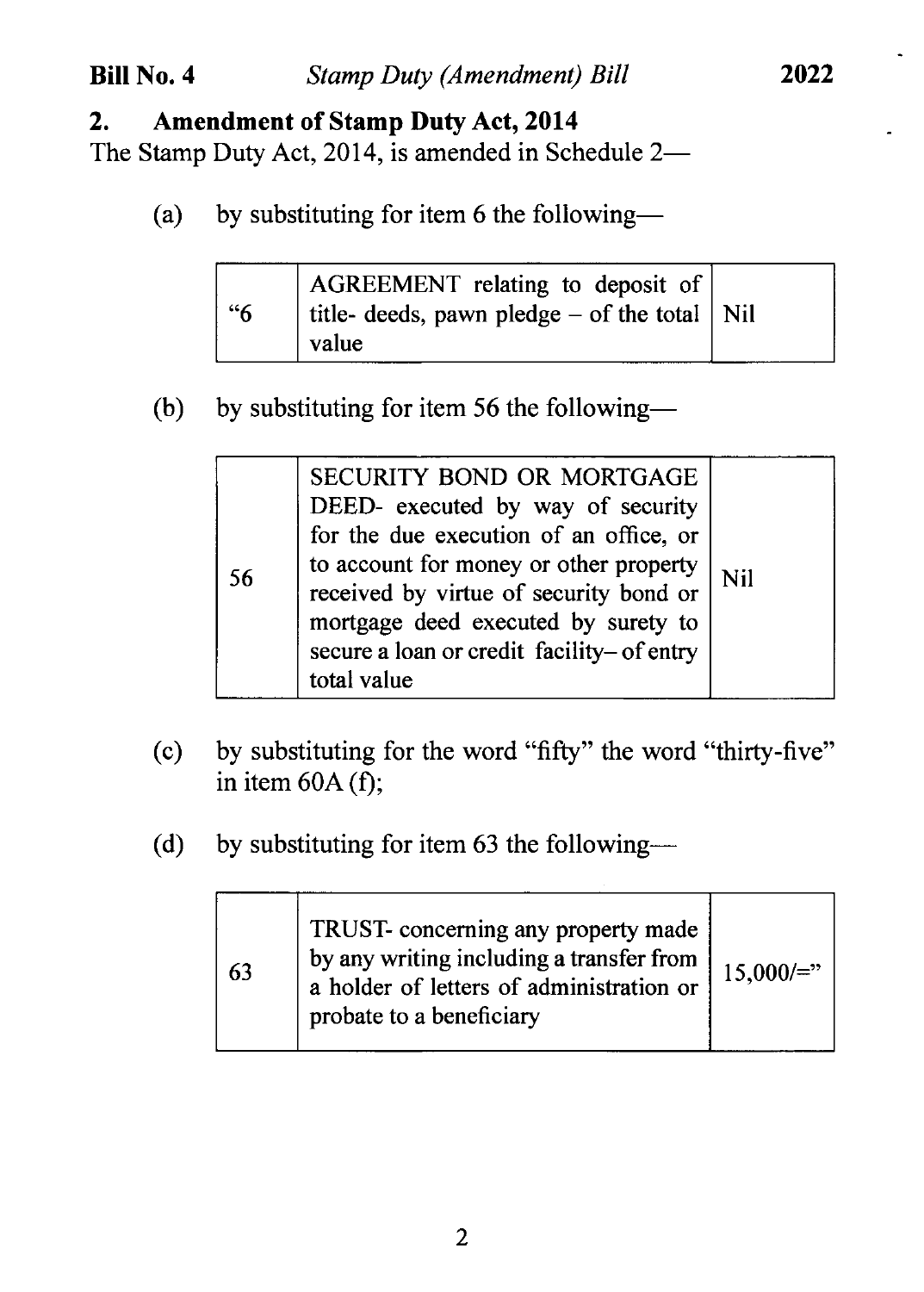## 2. Amendment of Stamp Duty Act, 2014

The Stamp Duty Act, 2014, is amended in Schedule 2—

(a) by substituting for item 6 the following—

| | | |
|---|---|---|
| "6 | AGREEMENT relating to deposit of title- deeds, pawn pledge – of the total value | Nil |

(b) by substituting for item 56 the following—

| | | |
|---|---|---|
| 56 | SECURITY BOND OR MORTGAGE DEED- executed by way of security for the due execution of an office, or to account for money or other property received by virtue of security bond or mortgage deed executed by surety to secure a loan or credit facility– of entry total value | Nil |

(c) by substituting for the word "fifty" the word "thirty-five" in item 60A (f);

(d) by substituting for item 63 the following—

| | | |
|---|---|---|
| 63 | TRUST- concerning any property made by any writing including a transfer from a holder of letters of administration or probate to a beneficiary | 15,000/=" |